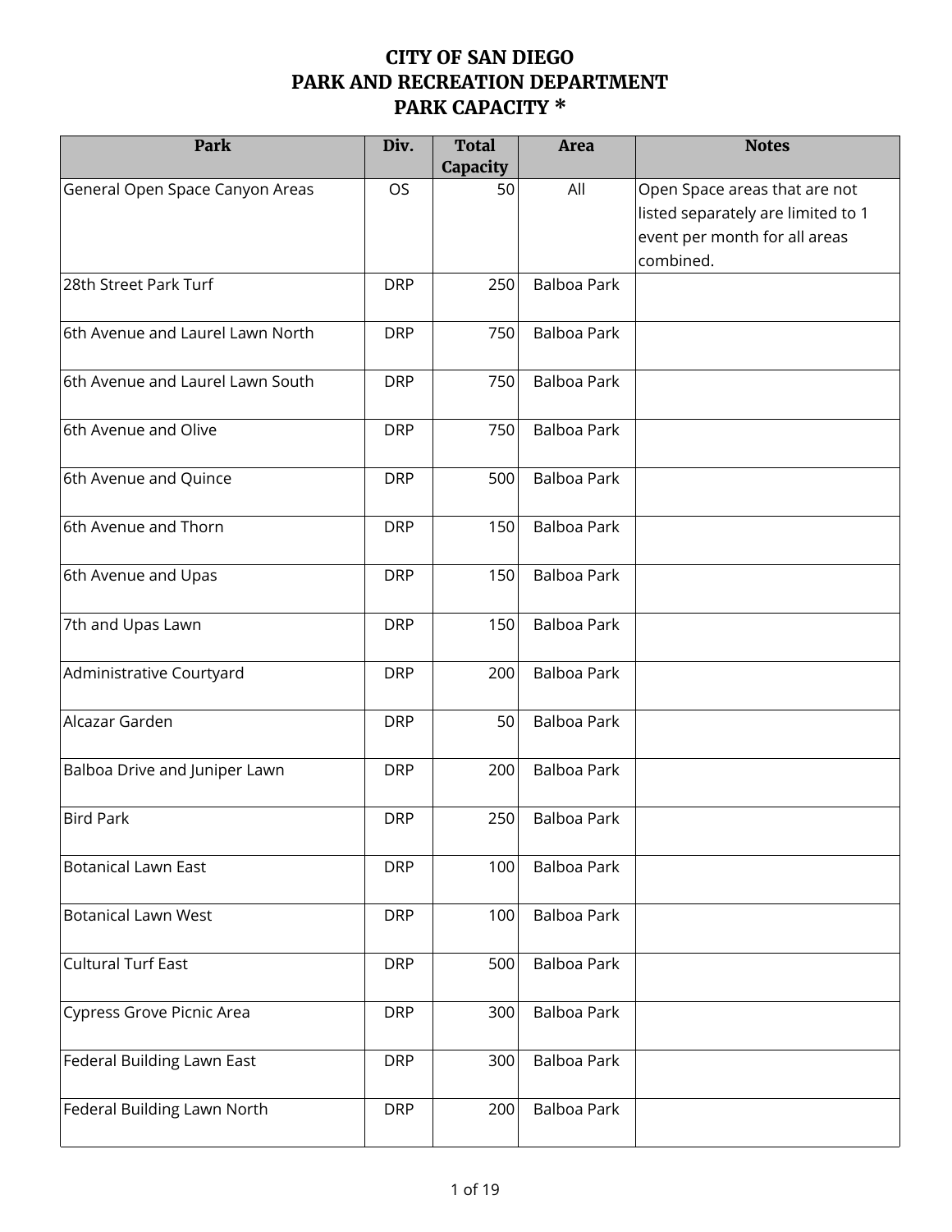# CITY OF SAN DIEGO
# PARK AND RECREATION DEPARTMENT
# PARK CAPACITY *

| Park | Div. | Total Capacity | Area | Notes |
|---|---|---|---|---|
| General Open Space Canyon Areas | OS | 50 | All | Open Space areas that are not listed separately are limited to 1 event per month for all areas combined. |
| 28th Street Park Turf | DRP | 250 | Balboa Park | |
| 6th Avenue and Laurel Lawn North | DRP | 750 | Balboa Park | |
| 6th Avenue and Laurel Lawn South | DRP | 750 | Balboa Park | |
| 6th Avenue and Olive | DRP | 750 | Balboa Park | |
| 6th Avenue and Quince | DRP | 500 | Balboa Park | |
| 6th Avenue and Thorn | DRP | 150 | Balboa Park | |
| 6th Avenue and Upas | DRP | 150 | Balboa Park | |
| 7th and Upas Lawn | DRP | 150 | Balboa Park | |
| Administrative Courtyard | DRP | 200 | Balboa Park | |
| Alcazar Garden | DRP | 50 | Balboa Park | |
| Balboa Drive and Juniper Lawn | DRP | 200 | Balboa Park | |
| Bird Park | DRP | 250 | Balboa Park | |
| Botanical Lawn East | DRP | 100 | Balboa Park | |
| Botanical Lawn West | DRP | 100 | Balboa Park | |
| Cultural Turf East | DRP | 500 | Balboa Park | |
| Cypress Grove Picnic Area | DRP | 300 | Balboa Park | |
| Federal Building Lawn East | DRP | 300 | Balboa Park | |
| Federal Building Lawn North | DRP | 200 | Balboa Park | |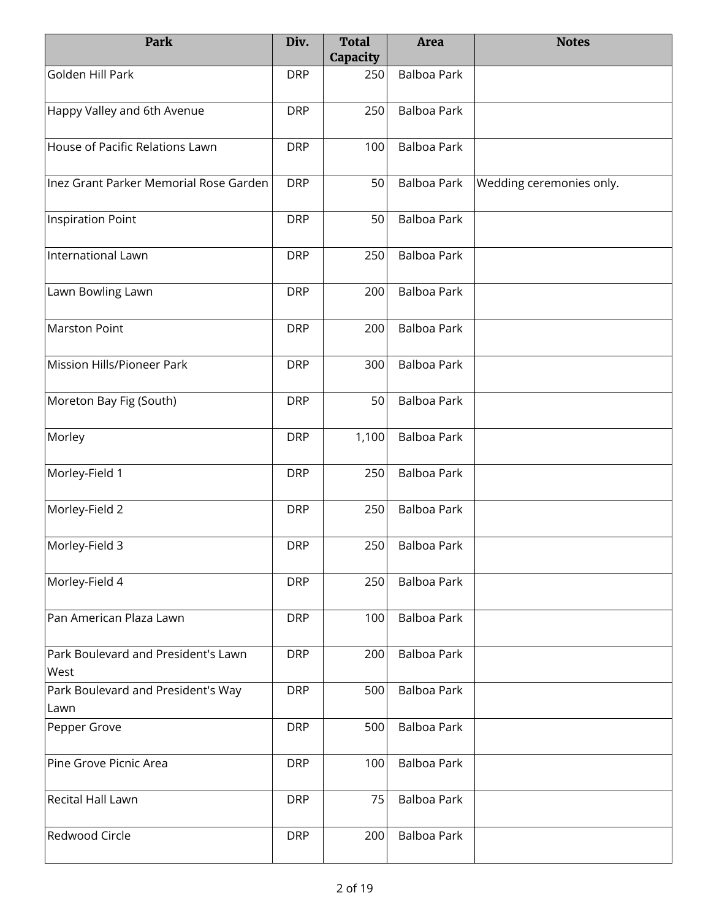| Park | Div. | Total Capacity | Area | Notes |
|---|---|---|---|---|
| Golden Hill Park | DRP | 250 | Balboa Park | |
| Happy Valley and 6th Avenue | DRP | 250 | Balboa Park | |
| House of Pacific Relations Lawn | DRP | 100 | Balboa Park | |
| Inez Grant Parker Memorial Rose Garden | DRP | 50 | Balboa Park | Wedding ceremonies only. |
| Inspiration Point | DRP | 50 | Balboa Park | |
| International Lawn | DRP | 250 | Balboa Park | |
| Lawn Bowling Lawn | DRP | 200 | Balboa Park | |
| Marston Point | DRP | 200 | Balboa Park | |
| Mission Hills/Pioneer Park | DRP | 300 | Balboa Park | |
| Moreton Bay Fig (South) | DRP | 50 | Balboa Park | |
| Morley | DRP | 1,100 | Balboa Park | |
| Morley-Field 1 | DRP | 250 | Balboa Park | |
| Morley-Field 2 | DRP | 250 | Balboa Park | |
| Morley-Field 3 | DRP | 250 | Balboa Park | |
| Morley-Field 4 | DRP | 250 | Balboa Park | |
| Pan American Plaza Lawn | DRP | 100 | Balboa Park | |
| Park Boulevard and President's Lawn West | DRP | 200 | Balboa Park | |
| Park Boulevard and President's Way Lawn | DRP | 500 | Balboa Park | |
| Pepper Grove | DRP | 500 | Balboa Park | |
| Pine Grove Picnic Area | DRP | 100 | Balboa Park | |
| Recital Hall Lawn | DRP | 75 | Balboa Park | |
| Redwood Circle | DRP | 200 | Balboa Park | |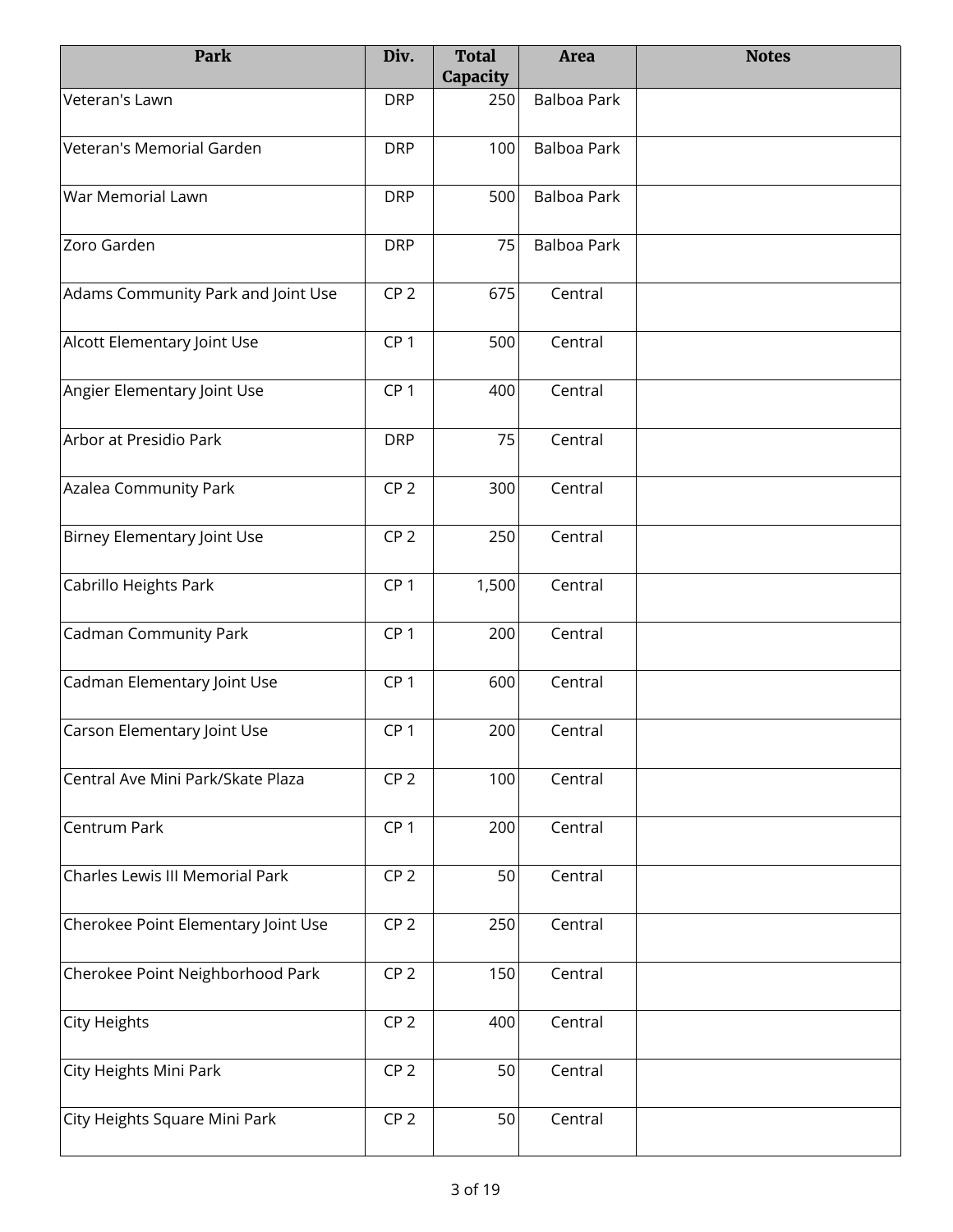| Park | Div. | Total Capacity | Area | Notes |
|---|---|---|---|---|
| Veteran's Lawn | DRP | 250 | Balboa Park | |
| Veteran's Memorial Garden | DRP | 100 | Balboa Park | |
| War Memorial Lawn | DRP | 500 | Balboa Park | |
| Zoro Garden | DRP | 75 | Balboa Park | |
| Adams Community Park and Joint Use | CP 2 | 675 | Central | |
| Alcott Elementary Joint Use | CP 1 | 500 | Central | |
| Angier Elementary Joint Use | CP 1 | 400 | Central | |
| Arbor at Presidio Park | DRP | 75 | Central | |
| Azalea Community Park | CP 2 | 300 | Central | |
| Birney Elementary Joint Use | CP 2 | 250 | Central | |
| Cabrillo Heights Park | CP 1 | 1,500 | Central | |
| Cadman Community Park | CP 1 | 200 | Central | |
| Cadman Elementary Joint Use | CP 1 | 600 | Central | |
| Carson Elementary Joint Use | CP 1 | 200 | Central | |
| Central Ave Mini Park/Skate Plaza | CP 2 | 100 | Central | |
| Centrum Park | CP 1 | 200 | Central | |
| Charles Lewis III Memorial Park | CP 2 | 50 | Central | |
| Cherokee Point Elementary Joint Use | CP 2 | 250 | Central | |
| Cherokee Point Neighborhood Park | CP 2 | 150 | Central | |
| City Heights | CP 2 | 400 | Central | |
| City Heights Mini Park | CP 2 | 50 | Central | |
| City Heights Square Mini Park | CP 2 | 50 | Central | |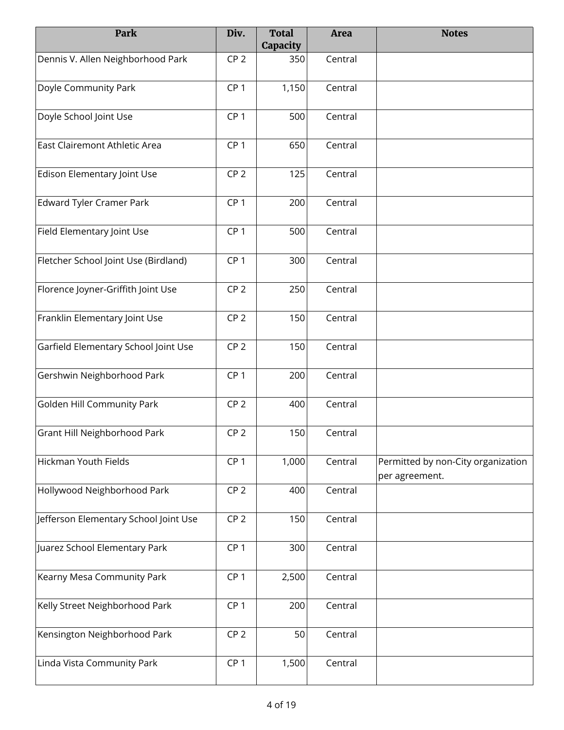| Park | Div. | Total Capacity | Area | Notes |
|---|---|---|---|---|
| Dennis V. Allen Neighborhood Park | CP 2 | 350 | Central | |
| Doyle Community Park | CP 1 | 1,150 | Central | |
| Doyle School Joint Use | CP 1 | 500 | Central | |
| East Clairemont Athletic Area | CP 1 | 650 | Central | |
| Edison Elementary Joint Use | CP 2 | 125 | Central | |
| Edward Tyler Cramer Park | CP 1 | 200 | Central | |
| Field Elementary Joint Use | CP 1 | 500 | Central | |
| Fletcher School Joint Use (Birdland) | CP 1 | 300 | Central | |
| Florence Joyner-Griffith Joint Use | CP 2 | 250 | Central | |
| Franklin Elementary Joint Use | CP 2 | 150 | Central | |
| Garfield Elementary School Joint Use | CP 2 | 150 | Central | |
| Gershwin Neighborhood Park | CP 1 | 200 | Central | |
| Golden Hill Community Park | CP 2 | 400 | Central | |
| Grant Hill Neighborhood Park | CP 2 | 150 | Central | |
| Hickman Youth Fields | CP 1 | 1,000 | Central | Permitted by non-City organization per agreement. |
| Hollywood Neighborhood Park | CP 2 | 400 | Central | |
| Jefferson Elementary School Joint Use | CP 2 | 150 | Central | |
| Juarez School Elementary Park | CP 1 | 300 | Central | |
| Kearny Mesa Community Park | CP 1 | 2,500 | Central | |
| Kelly Street Neighborhood Park | CP 1 | 200 | Central | |
| Kensington Neighborhood Park | CP 2 | 50 | Central | |
| Linda Vista Community Park | CP 1 | 1,500 | Central | |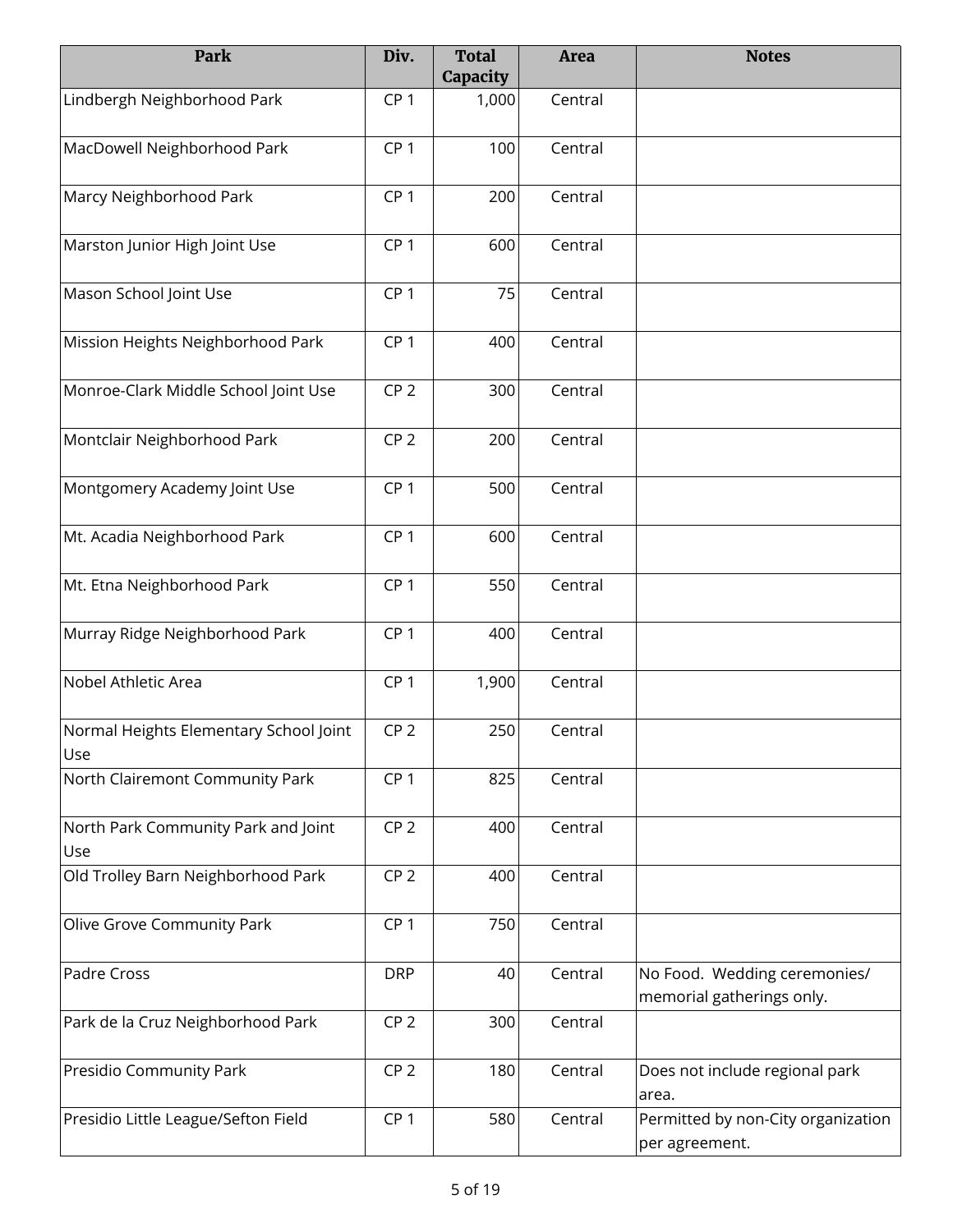| Park | Div. | Total Capacity | Area | Notes |
| --- | --- | --- | --- | --- |
| Lindbergh Neighborhood Park | CP 1 | 1,000 | Central | |
| MacDowell Neighborhood Park | CP 1 | 100 | Central | |
| Marcy Neighborhood Park | CP 1 | 200 | Central | |
| Marston Junior High Joint Use | CP 1 | 600 | Central | |
| Mason School Joint Use | CP 1 | 75 | Central | |
| Mission Heights Neighborhood Park | CP 1 | 400 | Central | |
| Monroe-Clark Middle School Joint Use | CP 2 | 300 | Central | |
| Montclair Neighborhood Park | CP 2 | 200 | Central | |
| Montgomery Academy Joint Use | CP 1 | 500 | Central | |
| Mt. Acadia Neighborhood Park | CP 1 | 600 | Central | |
| Mt. Etna Neighborhood Park | CP 1 | 550 | Central | |
| Murray Ridge Neighborhood Park | CP 1 | 400 | Central | |
| Nobel Athletic Area | CP 1 | 1,900 | Central | |
| Normal Heights Elementary School Joint Use | CP 2 | 250 | Central | |
| North Clairemont Community Park | CP 1 | 825 | Central | |
| North Park Community Park and Joint Use | CP 2 | 400 | Central | |
| Old Trolley Barn Neighborhood Park | CP 2 | 400 | Central | |
| Olive Grove Community Park | CP 1 | 750 | Central | |
| Padre Cross | DRP | 40 | Central | No Food. Wedding ceremonies/ memorial gatherings only. |
| Park de la Cruz Neighborhood Park | CP 2 | 300 | Central | |
| Presidio Community Park | CP 2 | 180 | Central | Does not include regional park area. |
| Presidio Little League/Sefton Field | CP 1 | 580 | Central | Permitted by non-City organization per agreement. |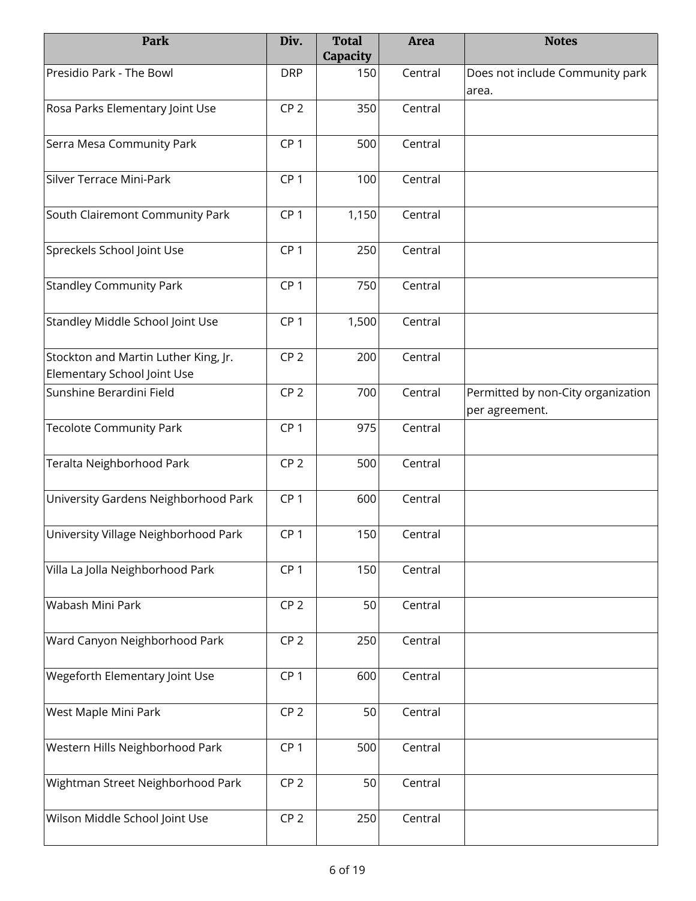| Park | Div. | Total Capacity | Area | Notes |
|---|---|---|---|---|
| Presidio Park - The Bowl | DRP | 150 | Central | Does not include Community park area. |
| Rosa Parks Elementary Joint Use | CP 2 | 350 | Central | |
| Serra Mesa Community Park | CP 1 | 500 | Central | |
| Silver Terrace Mini-Park | CP 1 | 100 | Central | |
| South Clairemont Community Park | CP 1 | 1,150 | Central | |
| Spreckels School Joint Use | CP 1 | 250 | Central | |
| Standley Community Park | CP 1 | 750 | Central | |
| Standley Middle School Joint Use | CP 1 | 1,500 | Central | |
| Stockton and Martin Luther King, Jr. Elementary School Joint Use | CP 2 | 200 | Central | |
| Sunshine Berardini Field | CP 2 | 700 | Central | Permitted by non-City organization per agreement. |
| Tecolote Community Park | CP 1 | 975 | Central | |
| Teralta Neighborhood Park | CP 2 | 500 | Central | |
| University Gardens Neighborhood Park | CP 1 | 600 | Central | |
| University Village Neighborhood Park | CP 1 | 150 | Central | |
| Villa La Jolla Neighborhood Park | CP 1 | 150 | Central | |
| Wabash Mini Park | CP 2 | 50 | Central | |
| Ward Canyon Neighborhood Park | CP 2 | 250 | Central | |
| Wegeforth Elementary Joint Use | CP 1 | 600 | Central | |
| West Maple Mini Park | CP 2 | 50 | Central | |
| Western Hills Neighborhood Park | CP 1 | 500 | Central | |
| Wightman Street Neighborhood Park | CP 2 | 50 | Central | |
| Wilson Middle School Joint Use | CP 2 | 250 | Central | |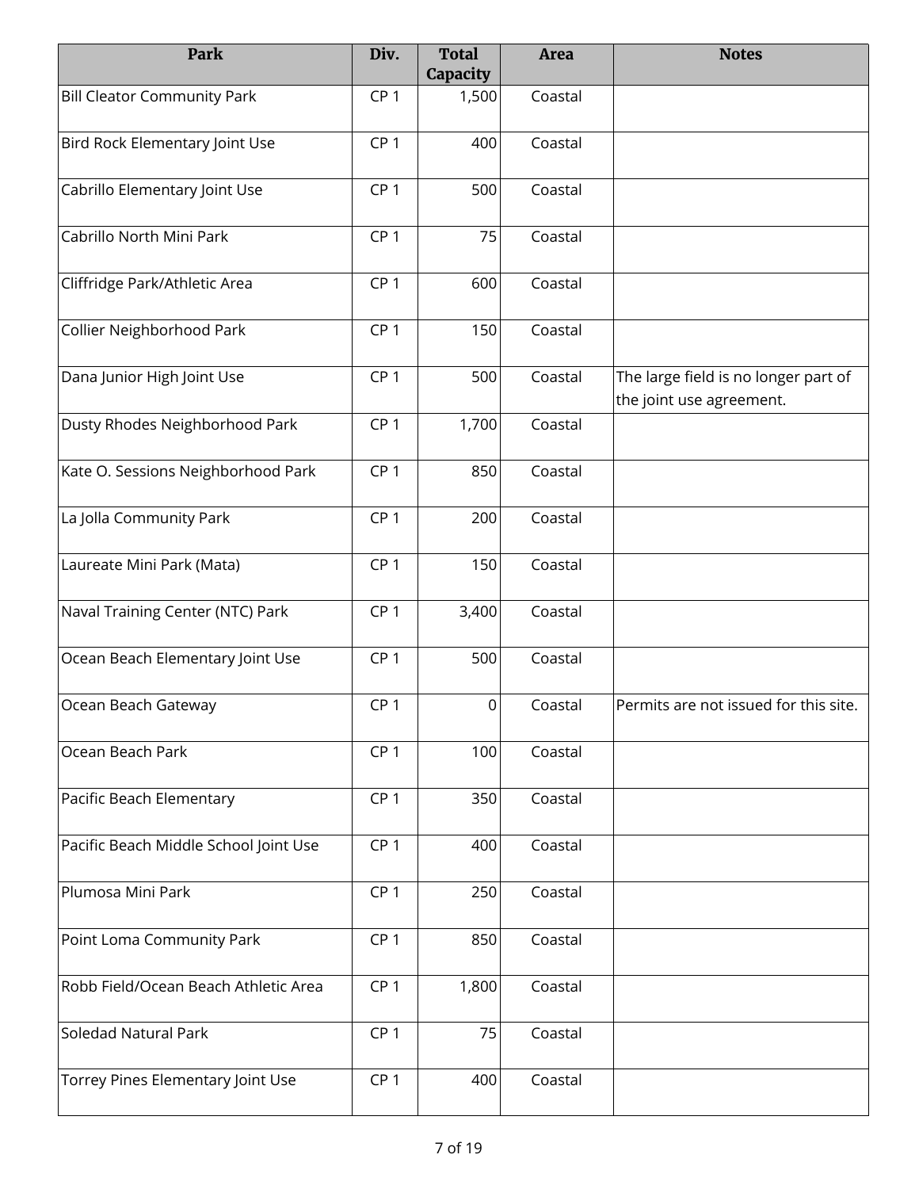| Park | Div. | Total Capacity | Area | Notes |
|---|---|---|---|---|
| Bill Cleator Community Park | CP 1 | 1,500 | Coastal | |
| Bird Rock Elementary Joint Use | CP 1 | 400 | Coastal | |
| Cabrillo Elementary Joint Use | CP 1 | 500 | Coastal | |
| Cabrillo North Mini Park | CP 1 | 75 | Coastal | |
| Cliffridge Park/Athletic Area | CP 1 | 600 | Coastal | |
| Collier Neighborhood Park | CP 1 | 150 | Coastal | |
| Dana Junior High Joint Use | CP 1 | 500 | Coastal | The large field is no longer part of the joint use agreement. |
| Dusty Rhodes Neighborhood Park | CP 1 | 1,700 | Coastal | |
| Kate O. Sessions Neighborhood Park | CP 1 | 850 | Coastal | |
| La Jolla Community Park | CP 1 | 200 | Coastal | |
| Laureate Mini Park (Mata) | CP 1 | 150 | Coastal | |
| Naval Training Center (NTC) Park | CP 1 | 3,400 | Coastal | |
| Ocean Beach Elementary Joint Use | CP 1 | 500 | Coastal | |
| Ocean Beach Gateway | CP 1 | 0 | Coastal | Permits are not issued for this site. |
| Ocean Beach Park | CP 1 | 100 | Coastal | |
| Pacific Beach Elementary | CP 1 | 350 | Coastal | |
| Pacific Beach Middle School Joint Use | CP 1 | 400 | Coastal | |
| Plumosa Mini Park | CP 1 | 250 | Coastal | |
| Point Loma Community Park | CP 1 | 850 | Coastal | |
| Robb Field/Ocean Beach Athletic Area | CP 1 | 1,800 | Coastal | |
| Soledad Natural Park | CP 1 | 75 | Coastal | |
| Torrey Pines Elementary Joint Use | CP 1 | 400 | Coastal | |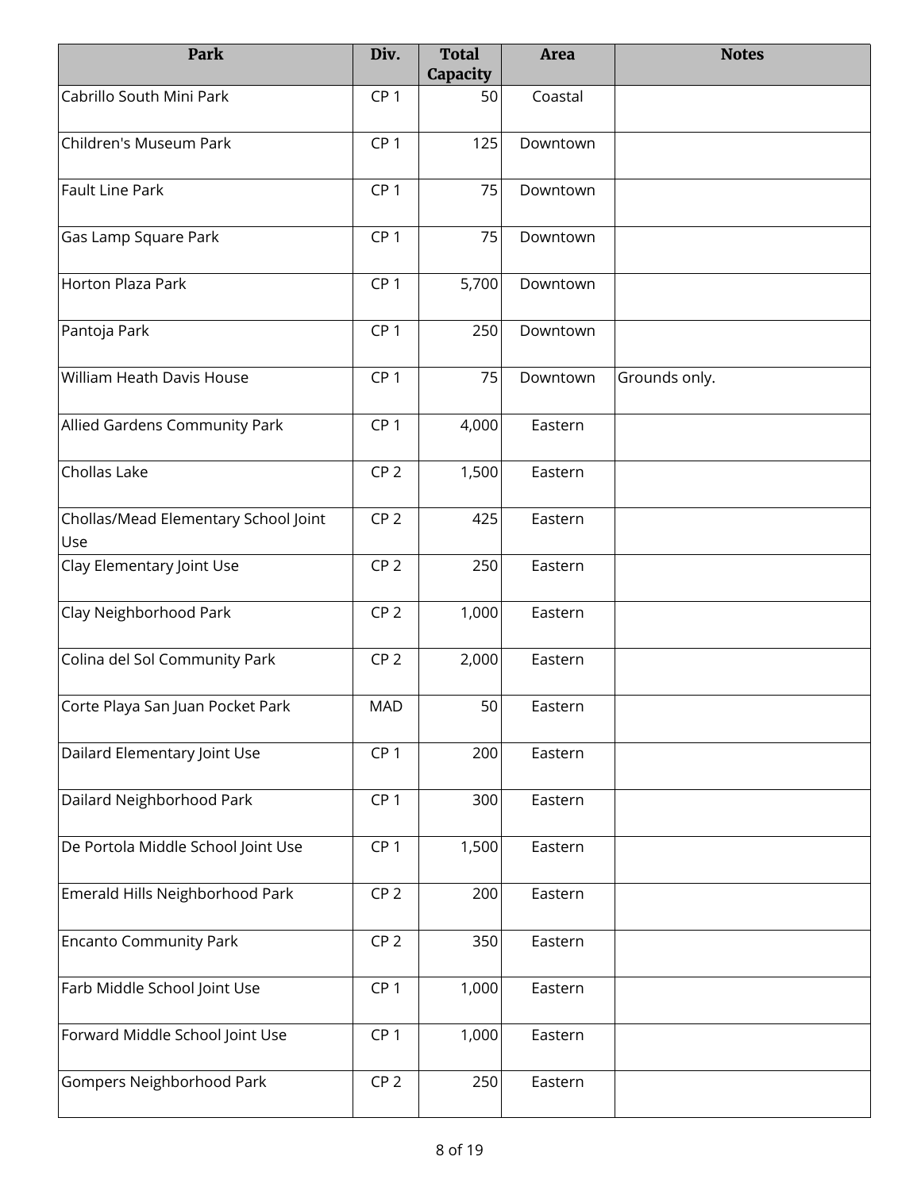| Park | Div. | Total Capacity | Area | Notes |
|---|---|---|---|---|
| Cabrillo South Mini Park | CP 1 | 50 | Coastal | |
| Children's Museum Park | CP 1 | 125 | Downtown | |
| Fault Line Park | CP 1 | 75 | Downtown | |
| Gas Lamp Square Park | CP 1 | 75 | Downtown | |
| Horton Plaza Park | CP 1 | 5,700 | Downtown | |
| Pantoja Park | CP 1 | 250 | Downtown | |
| William Heath Davis House | CP 1 | 75 | Downtown | Grounds only. |
| Allied Gardens Community Park | CP 1 | 4,000 | Eastern | |
| Chollas Lake | CP 2 | 1,500 | Eastern | |
| Chollas/Mead Elementary School Joint Use | CP 2 | 425 | Eastern | |
| Clay Elementary Joint Use | CP 2 | 250 | Eastern | |
| Clay Neighborhood Park | CP 2 | 1,000 | Eastern | |
| Colina del Sol Community Park | CP 2 | 2,000 | Eastern | |
| Corte Playa San Juan Pocket Park | MAD | 50 | Eastern | |
| Dailard Elementary Joint Use | CP 1 | 200 | Eastern | |
| Dailard Neighborhood Park | CP 1 | 300 | Eastern | |
| De Portola Middle School Joint Use | CP 1 | 1,500 | Eastern | |
| Emerald Hills Neighborhood Park | CP 2 | 200 | Eastern | |
| Encanto Community Park | CP 2 | 350 | Eastern | |
| Farb Middle School Joint Use | CP 1 | 1,000 | Eastern | |
| Forward Middle School Joint Use | CP 1 | 1,000 | Eastern | |
| Gompers Neighborhood Park | CP 2 | 250 | Eastern | |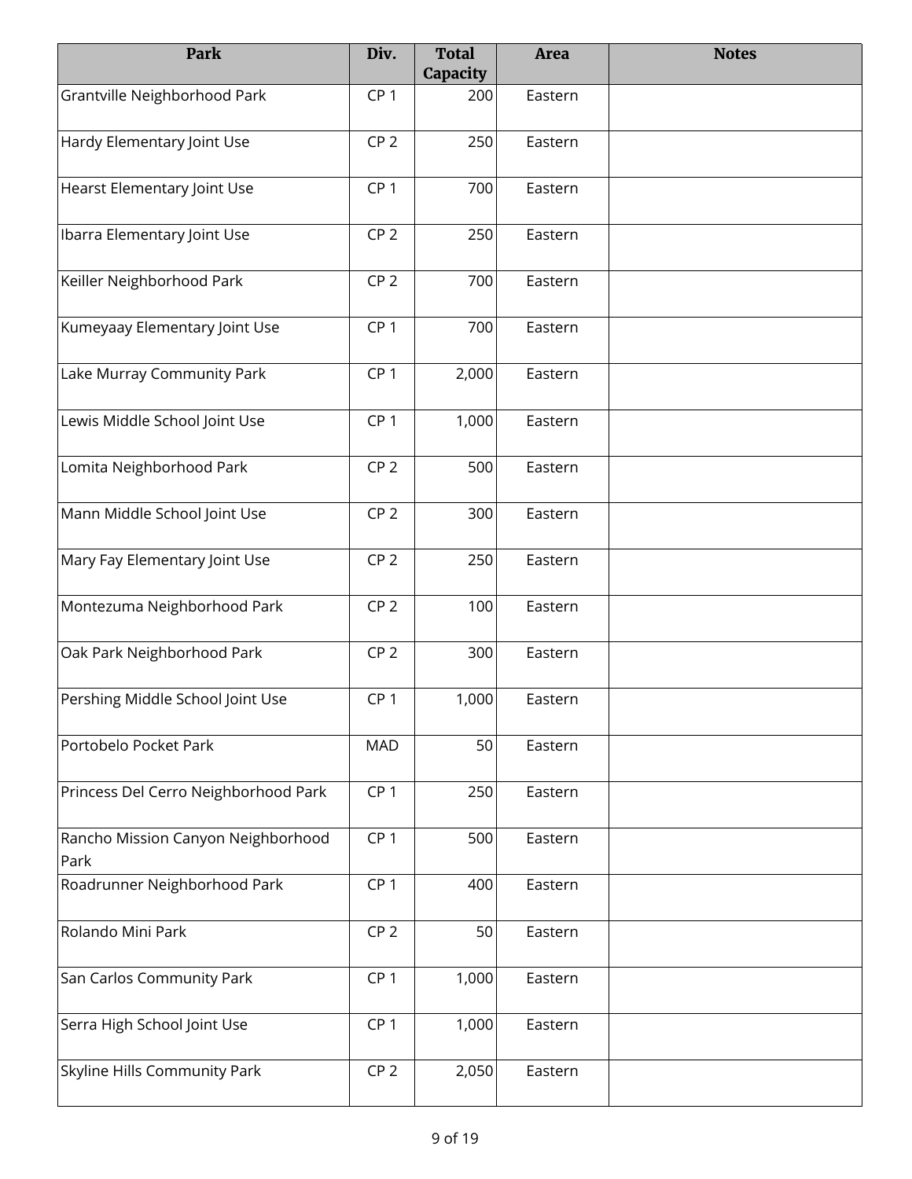| Park | Div. | Total Capacity | Area | Notes |
| --- | --- | --- | --- | --- |
| Grantville Neighborhood Park | CP 1 | 200 | Eastern | |
| Hardy Elementary Joint Use | CP 2 | 250 | Eastern | |
| Hearst Elementary Joint Use | CP 1 | 700 | Eastern | |
| Ibarra Elementary Joint Use | CP 2 | 250 | Eastern | |
| Keiller Neighborhood Park | CP 2 | 700 | Eastern | |
| Kumeyaay Elementary Joint Use | CP 1 | 700 | Eastern | |
| Lake Murray Community Park | CP 1 | 2,000 | Eastern | |
| Lewis Middle School Joint Use | CP 1 | 1,000 | Eastern | |
| Lomita Neighborhood Park | CP 2 | 500 | Eastern | |
| Mann Middle School Joint Use | CP 2 | 300 | Eastern | |
| Mary Fay Elementary Joint Use | CP 2 | 250 | Eastern | |
| Montezuma Neighborhood Park | CP 2 | 100 | Eastern | |
| Oak Park Neighborhood Park | CP 2 | 300 | Eastern | |
| Pershing Middle School Joint Use | CP 1 | 1,000 | Eastern | |
| Portobelo Pocket Park | MAD | 50 | Eastern | |
| Princess Del Cerro Neighborhood Park | CP 1 | 250 | Eastern | |
| Rancho Mission Canyon Neighborhood Park | CP 1 | 500 | Eastern | |
| Roadrunner Neighborhood Park | CP 1 | 400 | Eastern | |
| Rolando Mini Park | CP 2 | 50 | Eastern | |
| San Carlos Community Park | CP 1 | 1,000 | Eastern | |
| Serra High School Joint Use | CP 1 | 1,000 | Eastern | |
| Skyline Hills Community Park | CP 2 | 2,050 | Eastern | |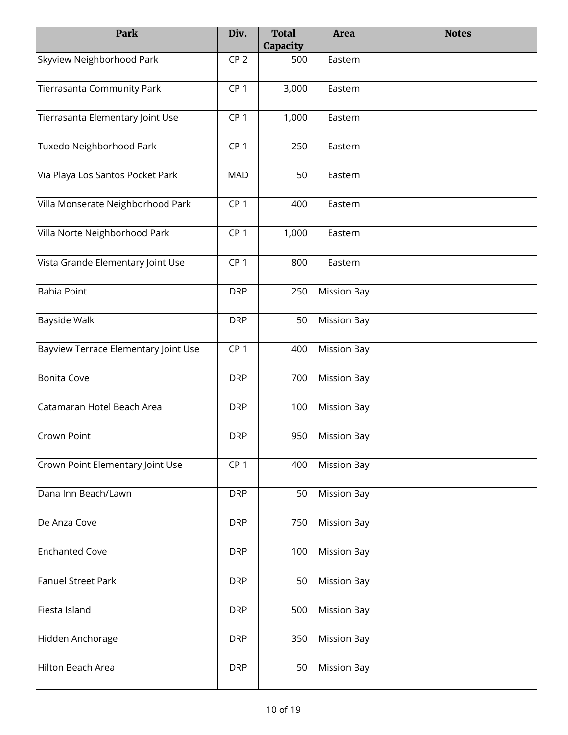| Park | Div. | Total Capacity | Area | Notes |
|---|---|---|---|---|
| Skyview Neighborhood Park | CP 2 | 500 | Eastern | |
| Tierrasanta Community Park | CP 1 | 3,000 | Eastern | |
| Tierrasanta Elementary Joint Use | CP 1 | 1,000 | Eastern | |
| Tuxedo Neighborhood Park | CP 1 | 250 | Eastern | |
| Via Playa Los Santos Pocket Park | MAD | 50 | Eastern | |
| Villa Monserate Neighborhood Park | CP 1 | 400 | Eastern | |
| Villa Norte Neighborhood Park | CP 1 | 1,000 | Eastern | |
| Vista Grande Elementary Joint Use | CP 1 | 800 | Eastern | |
| Bahia Point | DRP | 250 | Mission Bay | |
| Bayside Walk | DRP | 50 | Mission Bay | |
| Bayview Terrace Elementary Joint Use | CP 1 | 400 | Mission Bay | |
| Bonita Cove | DRP | 700 | Mission Bay | |
| Catamaran Hotel Beach Area | DRP | 100 | Mission Bay | |
| Crown Point | DRP | 950 | Mission Bay | |
| Crown Point Elementary Joint Use | CP 1 | 400 | Mission Bay | |
| Dana Inn Beach/Lawn | DRP | 50 | Mission Bay | |
| De Anza Cove | DRP | 750 | Mission Bay | |
| Enchanted Cove | DRP | 100 | Mission Bay | |
| Fanuel Street Park | DRP | 50 | Mission Bay | |
| Fiesta Island | DRP | 500 | Mission Bay | |
| Hidden Anchorage | DRP | 350 | Mission Bay | |
| Hilton Beach Area | DRP | 50 | Mission Bay | |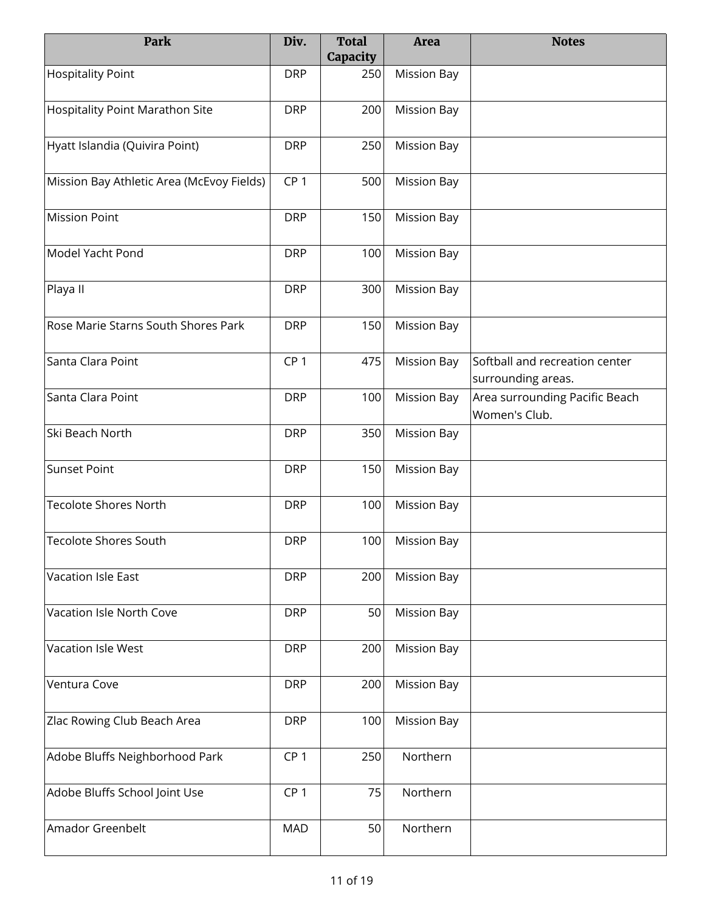| Park | Div. | Total Capacity | Area | Notes |
|---|---|---|---|---|
| Hospitality Point | DRP | 250 | Mission Bay | |
| Hospitality Point Marathon Site | DRP | 200 | Mission Bay | |
| Hyatt Islandia (Quivira Point) | DRP | 250 | Mission Bay | |
| Mission Bay Athletic Area (McEvoy Fields) | CP 1 | 500 | Mission Bay | |
| Mission Point | DRP | 150 | Mission Bay | |
| Model Yacht Pond | DRP | 100 | Mission Bay | |
| Playa II | DRP | 300 | Mission Bay | |
| Rose Marie Starns South Shores Park | DRP | 150 | Mission Bay | |
| Santa Clara Point | CP 1 | 475 | Mission Bay | Softball and recreation center surrounding areas. |
| Santa Clara Point | DRP | 100 | Mission Bay | Area surrounding Pacific Beach Women's Club. |
| Ski Beach North | DRP | 350 | Mission Bay | |
| Sunset Point | DRP | 150 | Mission Bay | |
| Tecolote Shores North | DRP | 100 | Mission Bay | |
| Tecolote Shores South | DRP | 100 | Mission Bay | |
| Vacation Isle East | DRP | 200 | Mission Bay | |
| Vacation Isle North Cove | DRP | 50 | Mission Bay | |
| Vacation Isle West | DRP | 200 | Mission Bay | |
| Ventura Cove | DRP | 200 | Mission Bay | |
| Zlac Rowing Club Beach Area | DRP | 100 | Mission Bay | |
| Adobe Bluffs Neighborhood Park | CP 1 | 250 | Northern | |
| Adobe Bluffs School Joint Use | CP 1 | 75 | Northern | |
| Amador Greenbelt | MAD | 50 | Northern | |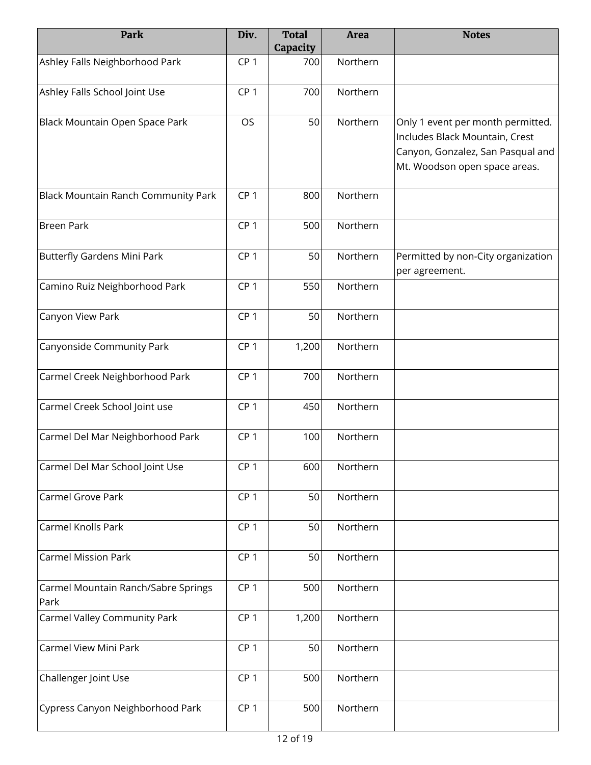| Park | Div. | Total Capacity | Area | Notes |
|---|---|---|---|---|
| Ashley Falls Neighborhood Park | CP 1 | 700 | Northern | |
| Ashley Falls School Joint Use | CP 1 | 700 | Northern | |
| Black Mountain Open Space Park | OS | 50 | Northern | Only 1 event per month permitted. Includes Black Mountain, Crest Canyon, Gonzalez, San Pasqual and Mt. Woodson open space areas. |
| Black Mountain Ranch Community Park | CP 1 | 800 | Northern | |
| Breen Park | CP 1 | 500 | Northern | |
| Butterfly Gardens Mini Park | CP 1 | 50 | Northern | Permitted by non-City organization per agreement. |
| Camino Ruiz Neighborhood Park | CP 1 | 550 | Northern | |
| Canyon View Park | CP 1 | 50 | Northern | |
| Canyonside Community Park | CP 1 | 1,200 | Northern | |
| Carmel Creek Neighborhood Park | CP 1 | 700 | Northern | |
| Carmel Creek School Joint use | CP 1 | 450 | Northern | |
| Carmel Del Mar Neighborhood Park | CP 1 | 100 | Northern | |
| Carmel Del Mar School Joint Use | CP 1 | 600 | Northern | |
| Carmel Grove Park | CP 1 | 50 | Northern | |
| Carmel Knolls Park | CP 1 | 50 | Northern | |
| Carmel Mission Park | CP 1 | 50 | Northern | |
| Carmel Mountain Ranch/Sabre Springs Park | CP 1 | 500 | Northern | |
| Carmel Valley Community Park | CP 1 | 1,200 | Northern | |
| Carmel View Mini Park | CP 1 | 50 | Northern | |
| Challenger Joint Use | CP 1 | 500 | Northern | |
| Cypress Canyon Neighborhood Park | CP 1 | 500 | Northern | |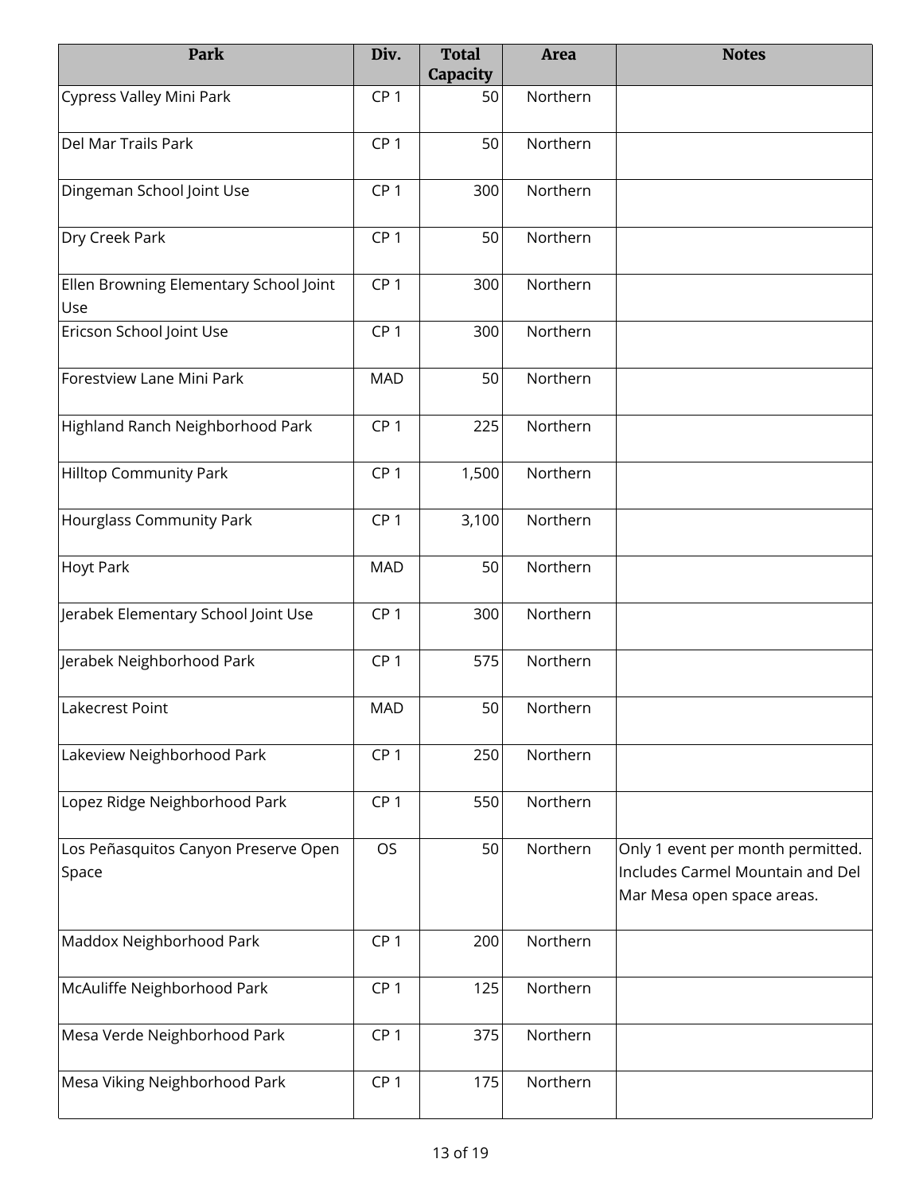| Park | Div. | Total Capacity | Area | Notes |
|---|---|---|---|---|
| Cypress Valley Mini Park | CP 1 | 50 | Northern | |
| Del Mar Trails Park | CP 1 | 50 | Northern | |
| Dingeman School Joint Use | CP 1 | 300 | Northern | |
| Dry Creek Park | CP 1 | 50 | Northern | |
| Ellen Browning Elementary School Joint Use | CP 1 | 300 | Northern | |
| Ericson School Joint Use | CP 1 | 300 | Northern | |
| Forestview Lane Mini Park | MAD | 50 | Northern | |
| Highland Ranch Neighborhood Park | CP 1 | 225 | Northern | |
| Hilltop Community Park | CP 1 | 1,500 | Northern | |
| Hourglass Community Park | CP 1 | 3,100 | Northern | |
| Hoyt Park | MAD | 50 | Northern | |
| Jerabek Elementary School Joint Use | CP 1 | 300 | Northern | |
| Jerabek Neighborhood Park | CP 1 | 575 | Northern | |
| Lakecrest Point | MAD | 50 | Northern | |
| Lakeview Neighborhood Park | CP 1 | 250 | Northern | |
| Lopez Ridge Neighborhood Park | CP 1 | 550 | Northern | |
| Los Peñasquitos Canyon Preserve Open Space | OS | 50 | Northern | Only 1 event per month permitted. Includes Carmel Mountain and Del Mar Mesa open space areas. |
| Maddox Neighborhood Park | CP 1 | 200 | Northern | |
| McAuliffe Neighborhood Park | CP 1 | 125 | Northern | |
| Mesa Verde Neighborhood Park | CP 1 | 375 | Northern | |
| Mesa Viking Neighborhood Park | CP 1 | 175 | Northern | |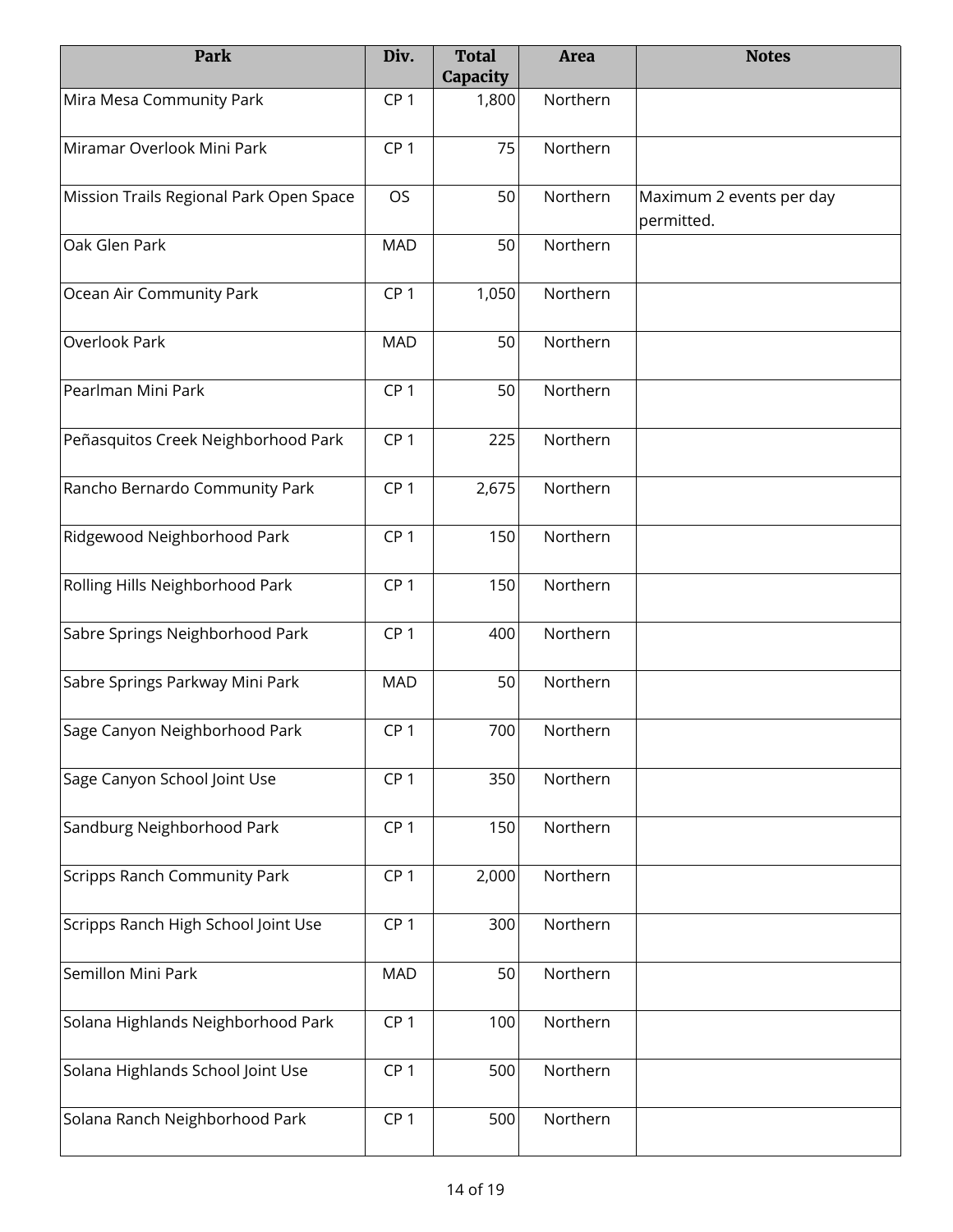| Park | Div. | Total Capacity | Area | Notes |
|---|---|---|---|---|
| Mira Mesa Community Park | CP 1 | 1,800 | Northern | |
| Miramar Overlook Mini Park | CP 1 | 75 | Northern | |
| Mission Trails Regional Park Open Space | OS | 50 | Northern | Maximum 2 events per day permitted. |
| Oak Glen Park | MAD | 50 | Northern | |
| Ocean Air Community Park | CP 1 | 1,050 | Northern | |
| Overlook Park | MAD | 50 | Northern | |
| Pearlman Mini Park | CP 1 | 50 | Northern | |
| Peñasquitos Creek Neighborhood Park | CP 1 | 225 | Northern | |
| Rancho Bernardo Community Park | CP 1 | 2,675 | Northern | |
| Ridgewood Neighborhood Park | CP 1 | 150 | Northern | |
| Rolling Hills Neighborhood Park | CP 1 | 150 | Northern | |
| Sabre Springs Neighborhood Park | CP 1 | 400 | Northern | |
| Sabre Springs Parkway Mini Park | MAD | 50 | Northern | |
| Sage Canyon Neighborhood Park | CP 1 | 700 | Northern | |
| Sage Canyon School Joint Use | CP 1 | 350 | Northern | |
| Sandburg Neighborhood Park | CP 1 | 150 | Northern | |
| Scripps Ranch Community Park | CP 1 | 2,000 | Northern | |
| Scripps Ranch High School Joint Use | CP 1 | 300 | Northern | |
| Semillon Mini Park | MAD | 50 | Northern | |
| Solana Highlands Neighborhood Park | CP 1 | 100 | Northern | |
| Solana Highlands School Joint Use | CP 1 | 500 | Northern | |
| Solana Ranch Neighborhood Park | CP 1 | 500 | Northern | |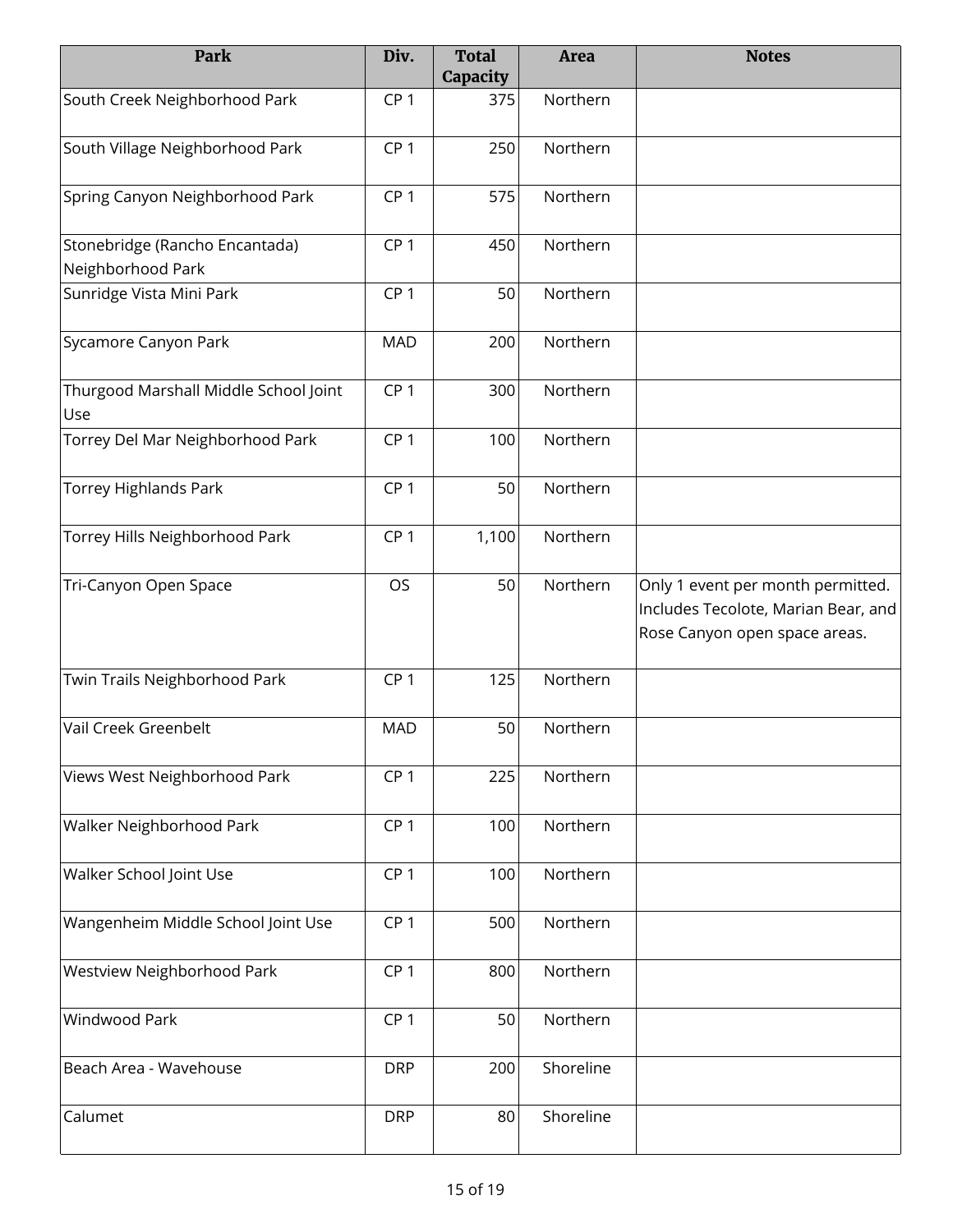| Park | Div. | Total Capacity | Area | Notes |
|---|---|---|---|---|
| South Creek Neighborhood Park | CP 1 | 375 | Northern | |
| South Village Neighborhood Park | CP 1 | 250 | Northern | |
| Spring Canyon Neighborhood Park | CP 1 | 575 | Northern | |
| Stonebridge (Rancho Encantada) Neighborhood Park | CP 1 | 450 | Northern | |
| Sunridge Vista Mini Park | CP 1 | 50 | Northern | |
| Sycamore Canyon Park | MAD | 200 | Northern | |
| Thurgood Marshall Middle School Joint Use | CP 1 | 300 | Northern | |
| Torrey Del Mar Neighborhood Park | CP 1 | 100 | Northern | |
| Torrey Highlands Park | CP 1 | 50 | Northern | |
| Torrey Hills Neighborhood Park | CP 1 | 1,100 | Northern | |
| Tri-Canyon Open Space | OS | 50 | Northern | Only 1 event per month permitted. Includes Tecolote, Marian Bear, and Rose Canyon open space areas. |
| Twin Trails Neighborhood Park | CP 1 | 125 | Northern | |
| Vail Creek Greenbelt | MAD | 50 | Northern | |
| Views West Neighborhood Park | CP 1 | 225 | Northern | |
| Walker Neighborhood Park | CP 1 | 100 | Northern | |
| Walker School Joint Use | CP 1 | 100 | Northern | |
| Wangenheim Middle School Joint Use | CP 1 | 500 | Northern | |
| Westview Neighborhood Park | CP 1 | 800 | Northern | |
| Windwood Park | CP 1 | 50 | Northern | |
| Beach Area - Wavehouse | DRP | 200 | Shoreline | |
| Calumet | DRP | 80 | Shoreline | |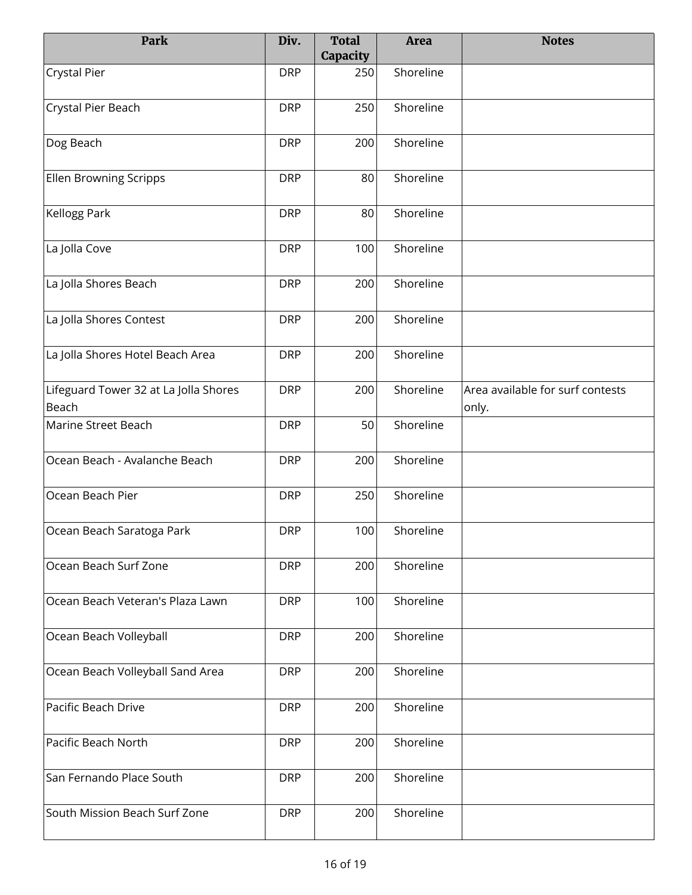| Park | Div. | Total Capacity | Area | Notes |
|---|---|---|---|---|
| Crystal Pier | DRP | 250 | Shoreline | |
| Crystal Pier Beach | DRP | 250 | Shoreline | |
| Dog Beach | DRP | 200 | Shoreline | |
| Ellen Browning Scripps | DRP | 80 | Shoreline | |
| Kellogg Park | DRP | 80 | Shoreline | |
| La Jolla Cove | DRP | 100 | Shoreline | |
| La Jolla Shores Beach | DRP | 200 | Shoreline | |
| La Jolla Shores Contest | DRP | 200 | Shoreline | |
| La Jolla Shores Hotel Beach Area | DRP | 200 | Shoreline | |
| Lifeguard Tower 32 at La Jolla Shores Beach | DRP | 200 | Shoreline | Area available for surf contests only. |
| Marine Street Beach | DRP | 50 | Shoreline | |
| Ocean Beach - Avalanche Beach | DRP | 200 | Shoreline | |
| Ocean Beach Pier | DRP | 250 | Shoreline | |
| Ocean Beach Saratoga Park | DRP | 100 | Shoreline | |
| Ocean Beach Surf Zone | DRP | 200 | Shoreline | |
| Ocean Beach Veteran's Plaza Lawn | DRP | 100 | Shoreline | |
| Ocean Beach Volleyball | DRP | 200 | Shoreline | |
| Ocean Beach Volleyball Sand Area | DRP | 200 | Shoreline | |
| Pacific Beach Drive | DRP | 200 | Shoreline | |
| Pacific Beach North | DRP | 200 | Shoreline | |
| San Fernando Place South | DRP | 200 | Shoreline | |
| South Mission Beach Surf Zone | DRP | 200 | Shoreline | |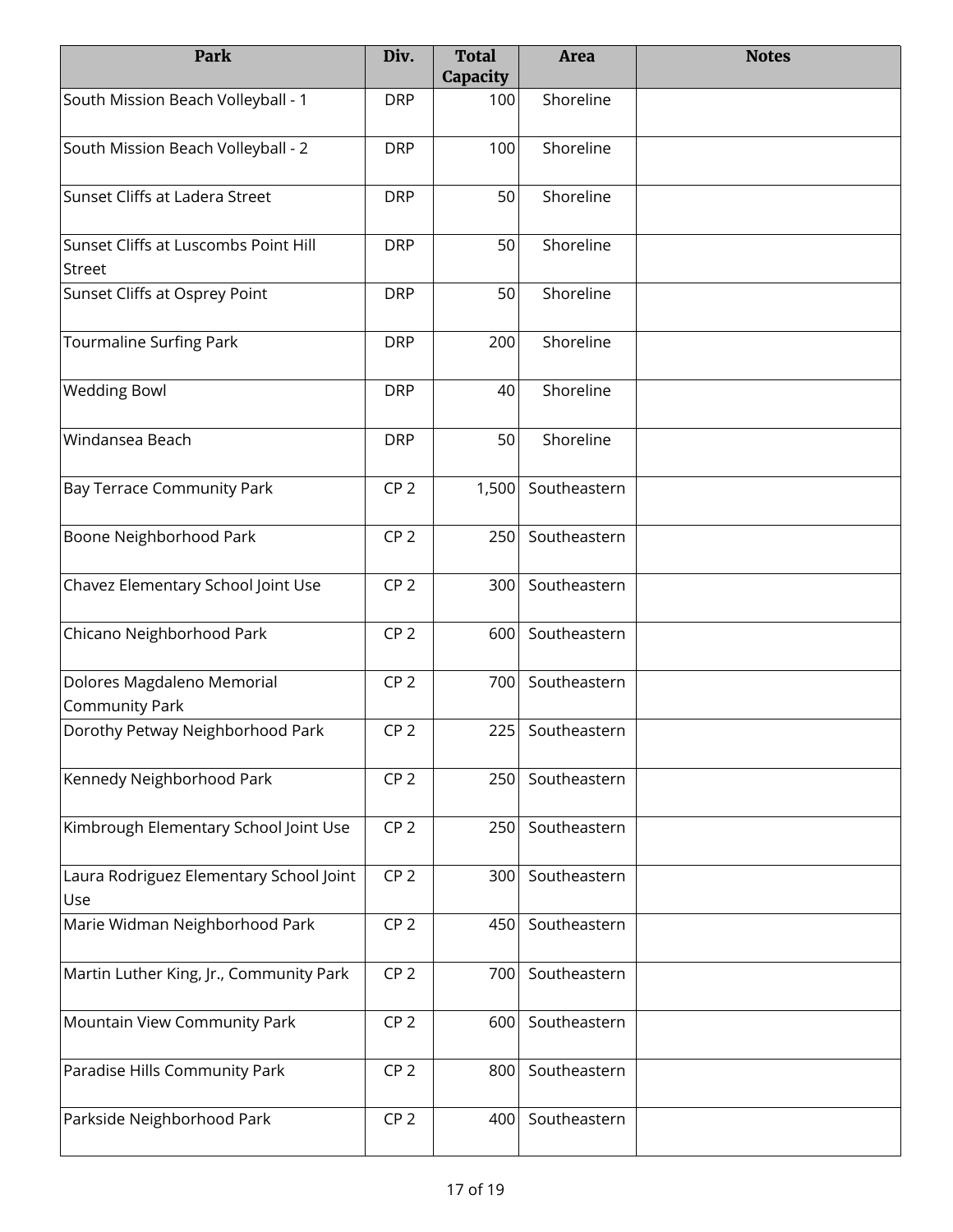| Park | Div. | Total Capacity | Area | Notes |
|---|---|---|---|---|
| South Mission Beach Volleyball - 1 | DRP | 100 | Shoreline | |
| South Mission Beach Volleyball - 2 | DRP | 100 | Shoreline | |
| Sunset Cliffs at Ladera Street | DRP | 50 | Shoreline | |
| Sunset Cliffs at Luscombs Point Hill Street | DRP | 50 | Shoreline | |
| Sunset Cliffs at Osprey Point | DRP | 50 | Shoreline | |
| Tourmaline Surfing Park | DRP | 200 | Shoreline | |
| Wedding Bowl | DRP | 40 | Shoreline | |
| Windansea Beach | DRP | 50 | Shoreline | |
| Bay Terrace Community Park | CP 2 | 1,500 | Southeastern | |
| Boone Neighborhood Park | CP 2 | 250 | Southeastern | |
| Chavez Elementary School Joint Use | CP 2 | 300 | Southeastern | |
| Chicano Neighborhood Park | CP 2 | 600 | Southeastern | |
| Dolores Magdaleno Memorial Community Park | CP 2 | 700 | Southeastern | |
| Dorothy Petway Neighborhood Park | CP 2 | 225 | Southeastern | |
| Kennedy Neighborhood Park | CP 2 | 250 | Southeastern | |
| Kimbrough Elementary School Joint Use | CP 2 | 250 | Southeastern | |
| Laura Rodriguez Elementary School Joint Use | CP 2 | 300 | Southeastern | |
| Marie Widman Neighborhood Park | CP 2 | 450 | Southeastern | |
| Martin Luther King, Jr., Community Park | CP 2 | 700 | Southeastern | |
| Mountain View Community Park | CP 2 | 600 | Southeastern | |
| Paradise Hills Community Park | CP 2 | 800 | Southeastern | |
| Parkside Neighborhood Park | CP 2 | 400 | Southeastern | |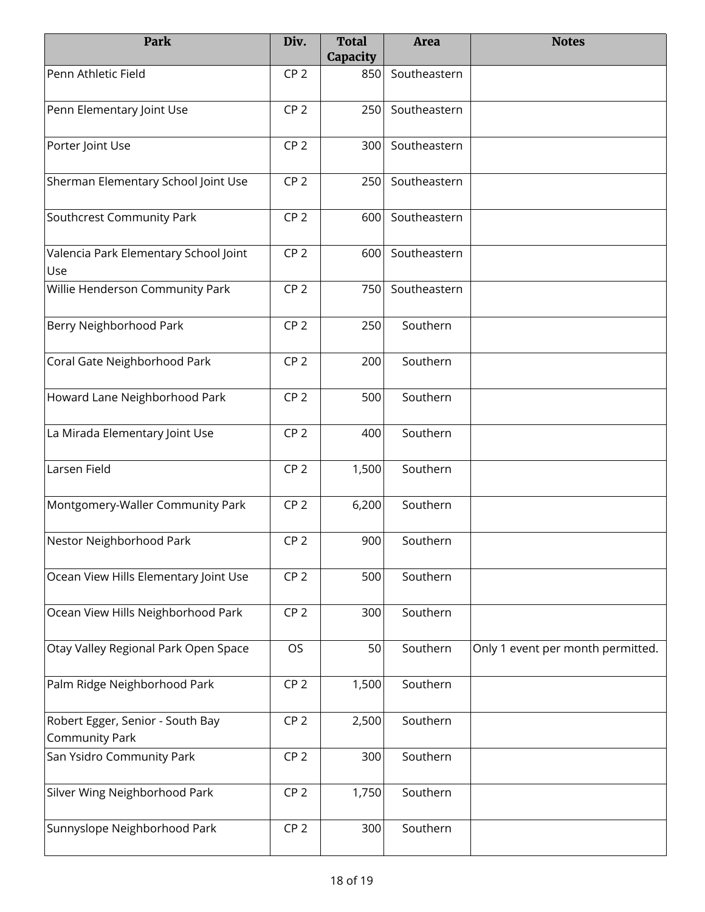| Park | Div. | Total Capacity | Area | Notes |
|---|---|---|---|---|
| Penn Athletic Field | CP 2 | 850 | Southeastern | |
| Penn Elementary Joint Use | CP 2 | 250 | Southeastern | |
| Porter Joint Use | CP 2 | 300 | Southeastern | |
| Sherman Elementary School Joint Use | CP 2 | 250 | Southeastern | |
| Southcrest Community Park | CP 2 | 600 | Southeastern | |
| Valencia Park Elementary School Joint Use | CP 2 | 600 | Southeastern | |
| Willie Henderson Community Park | CP 2 | 750 | Southeastern | |
| Berry Neighborhood Park | CP 2 | 250 | Southern | |
| Coral Gate Neighborhood Park | CP 2 | 200 | Southern | |
| Howard Lane Neighborhood Park | CP 2 | 500 | Southern | |
| La Mirada Elementary Joint Use | CP 2 | 400 | Southern | |
| Larsen Field | CP 2 | 1,500 | Southern | |
| Montgomery-Waller Community Park | CP 2 | 6,200 | Southern | |
| Nestor Neighborhood Park | CP 2 | 900 | Southern | |
| Ocean View Hills Elementary Joint Use | CP 2 | 500 | Southern | |
| Ocean View Hills Neighborhood Park | CP 2 | 300 | Southern | |
| Otay Valley Regional Park Open Space | OS | 50 | Southern | Only 1 event per month permitted. |
| Palm Ridge Neighborhood Park | CP 2 | 1,500 | Southern | |
| Robert Egger, Senior - South Bay Community Park | CP 2 | 2,500 | Southern | |
| San Ysidro Community Park | CP 2 | 300 | Southern | |
| Silver Wing Neighborhood Park | CP 2 | 1,750 | Southern | |
| Sunnyslope Neighborhood Park | CP 2 | 300 | Southern | |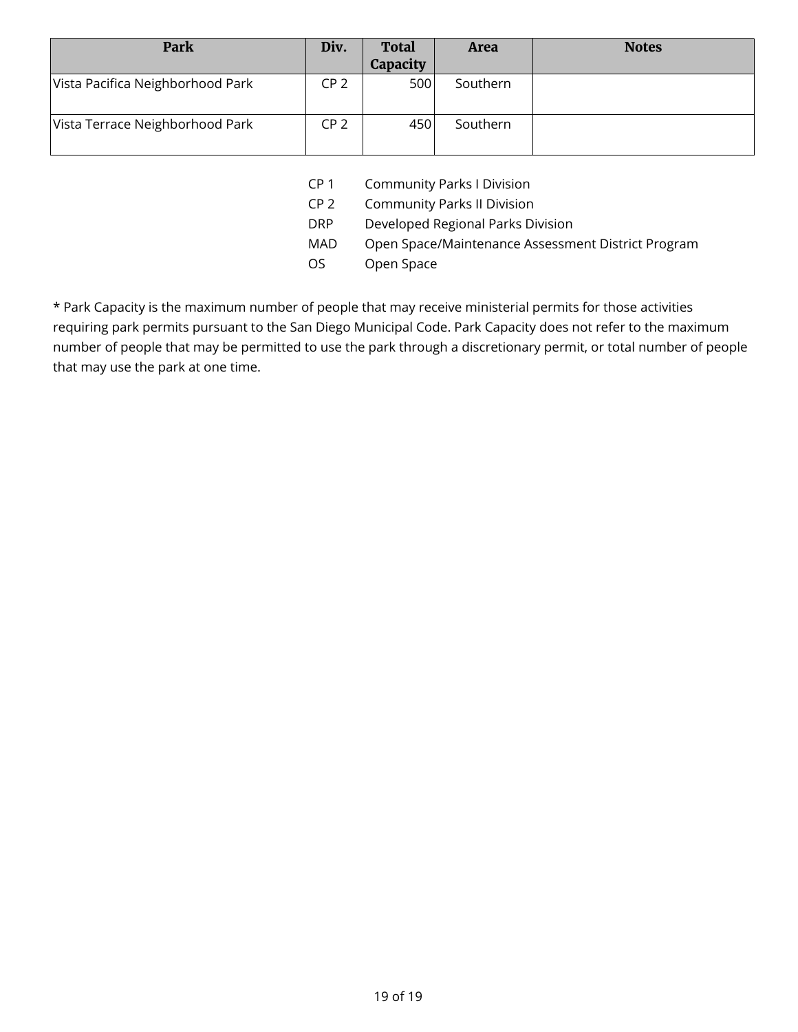| Park | Div. | Total Capacity | Area | Notes |
|---|---|---|---|---|
| Vista Pacifica Neighborhood Park | CP 2 | 500 | Southern | |
| Vista Terrace Neighborhood Park | CP 2 | 450 | Southern | |

| | |
|---|---|
| CP 1 | Community Parks I Division |
| CP 2 | Community Parks II Division |
| DRP | Developed Regional Parks Division |
| MAD | Open Space/Maintenance Assessment District Program |
| OS | Open Space |

* Park Capacity is the maximum number of people that may receive ministerial permits for those activities requiring park permits pursuant to the San Diego Municipal Code. Park Capacity does not refer to the maximum number of people that may be permitted to use the park through a discretionary permit, or total number of people that may use the park at one time.